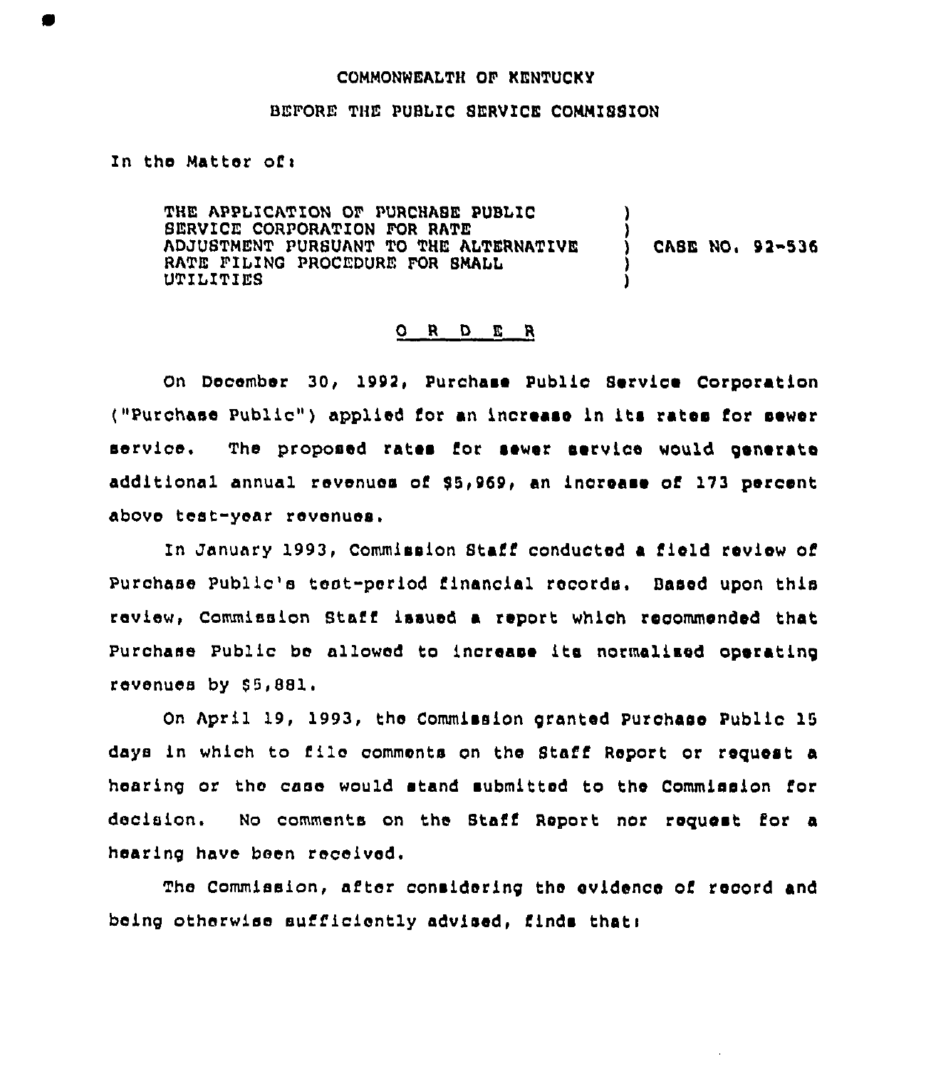COMMONWEALTH OF KENTUCKY

BEFORE THE PUBLIC SERVICE COMMISSION

In the Matter of:

THE APPLICATION OF PURCHASE PUBLIC SERVICE CORPORATION FOR RATE ADJUSTMENT PURSUANT TO THE ALTERNATIVE RATE FILING PROCEDURE FOR SMALL UTILITIES ) CASE NO. 92-536

## O R D E R

On December 30, 1992, Purchase Public Service Corporation ("Purchase Public") applied for an increase in its rates for sewer service. The proposed rates for sewer service would generate additional annual revenues of $5,969, an increase of 173 percent above test-year revenues.

In January 1993, Commission Staff conducted a field review of Purchase Public's test-period financial records. Based upon this review, Commission Staff issued a report which recommended that Purchase Public be allowed to increase its normalized operating revenues by $5,881.

On April 19, 1993, the Commission granted Purchase Public 15 days in which to file comments on the Staff Report or request a hearing or the case would stand submitted to the Commission for decision. No comments on the Staff Report nor request for a hearing have been received.

The Commission, after considering the evidence of record and being otherwise sufficiently advised, finds that: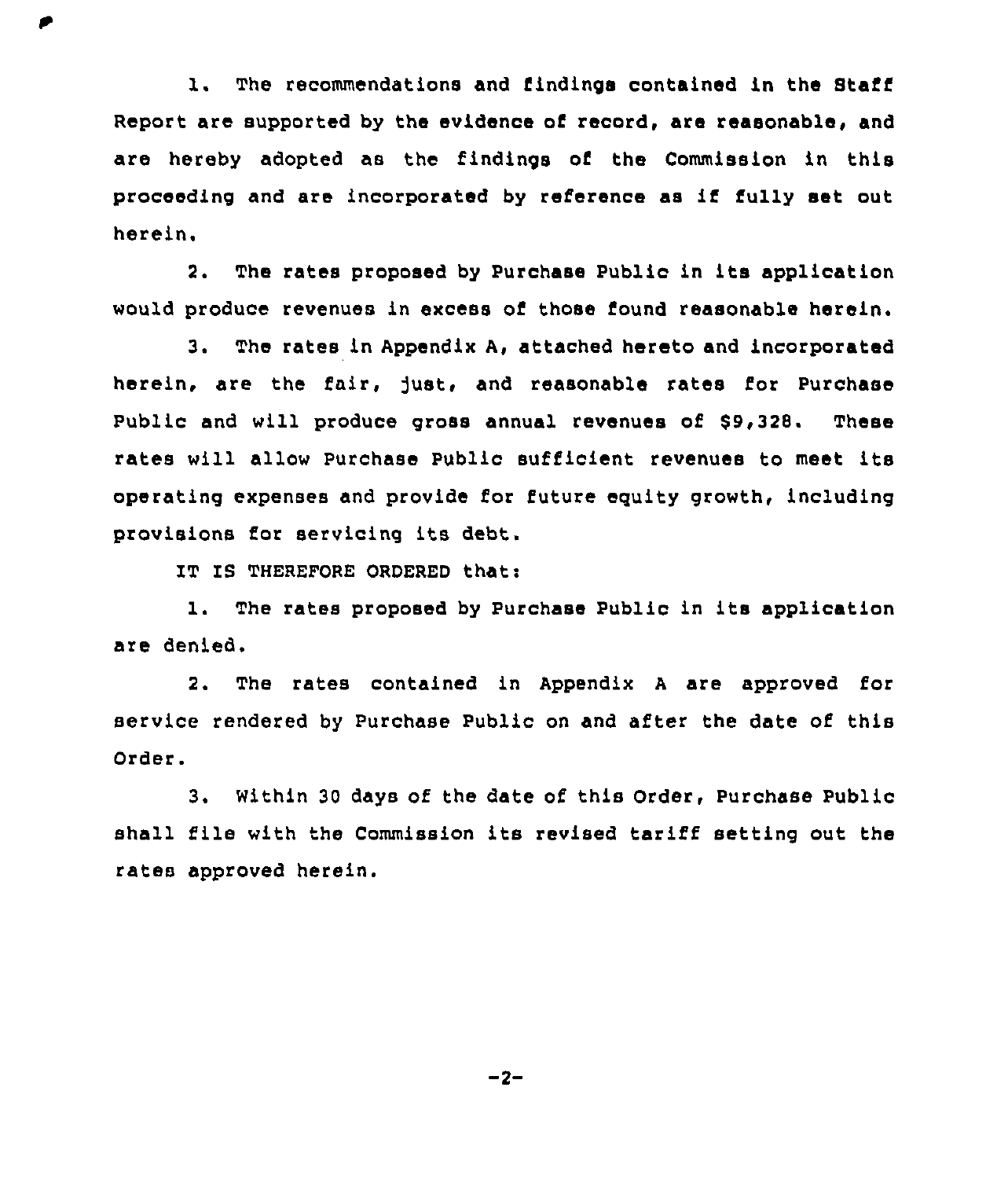1. The recommendations and findings contained in the Staff Report are supported by the evidence of record, are reasonable, and are hereby adopted as the findings of the Commission in this proceeding and are incorporated by reference as if fully set out herein.

2. The rates proposed by Purchase Public in its application would produce revenues in excess of those found reasonable herein.

3. The rates in Appendix A, attached hereto and incorporated herein, are the fair, just, and reasonable rates for Purchase Public and will produce gross annual revenues of $9,328. These rates will allow Purchase Public sufficient revenues to meet its operating expenses and provide for future equity growth, including provisions for servicing its debt.

IT IS THEREFORE ORDERED that:

1. The rates proposed by Purchase Public in its application are denied.

2. The rates contained in Appendix A are approved for service rendered by Purchase Public on and after the date of this Order.

3. Within 30 days of the date of this Order, Purchase Public shall file with the Commission its revised tariff setting out the rates approved herein.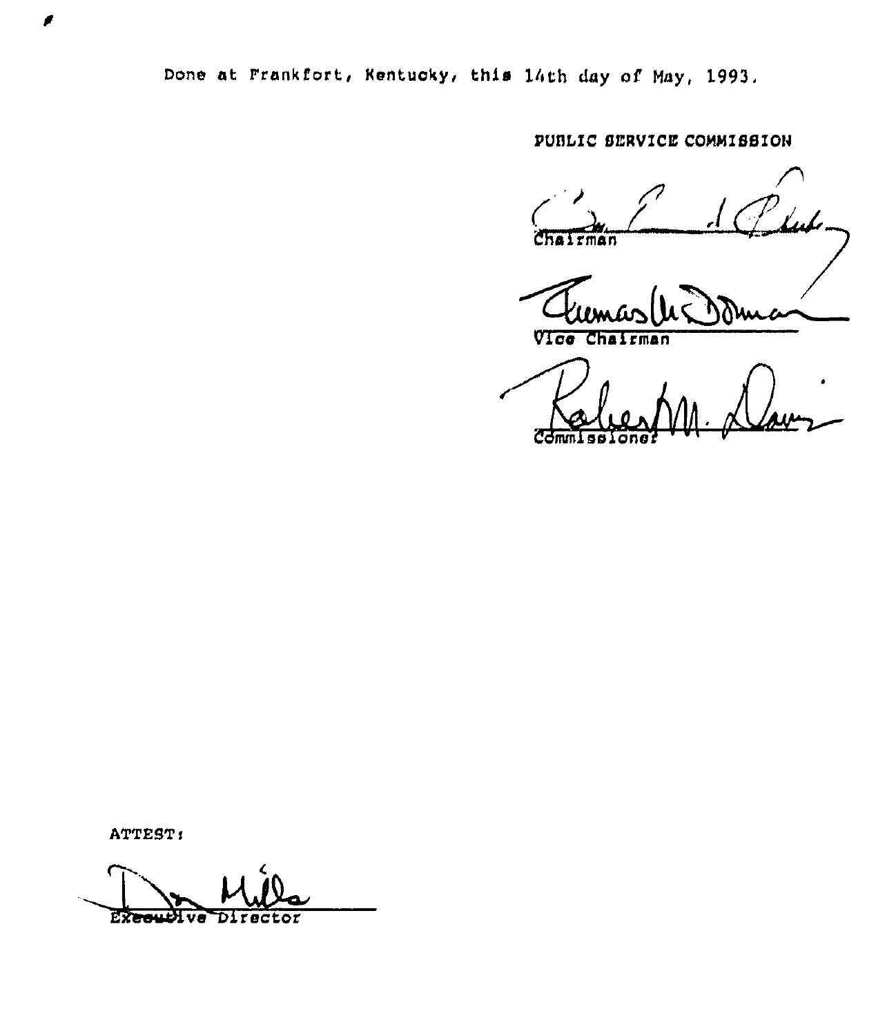Done at Frankfort, Kentucky, this 14th day of May, 1993.

PUBLIC SERVICE COMMISSION

Chairman

Vice Chairman

Commissioner

ATTEST:

Executive Director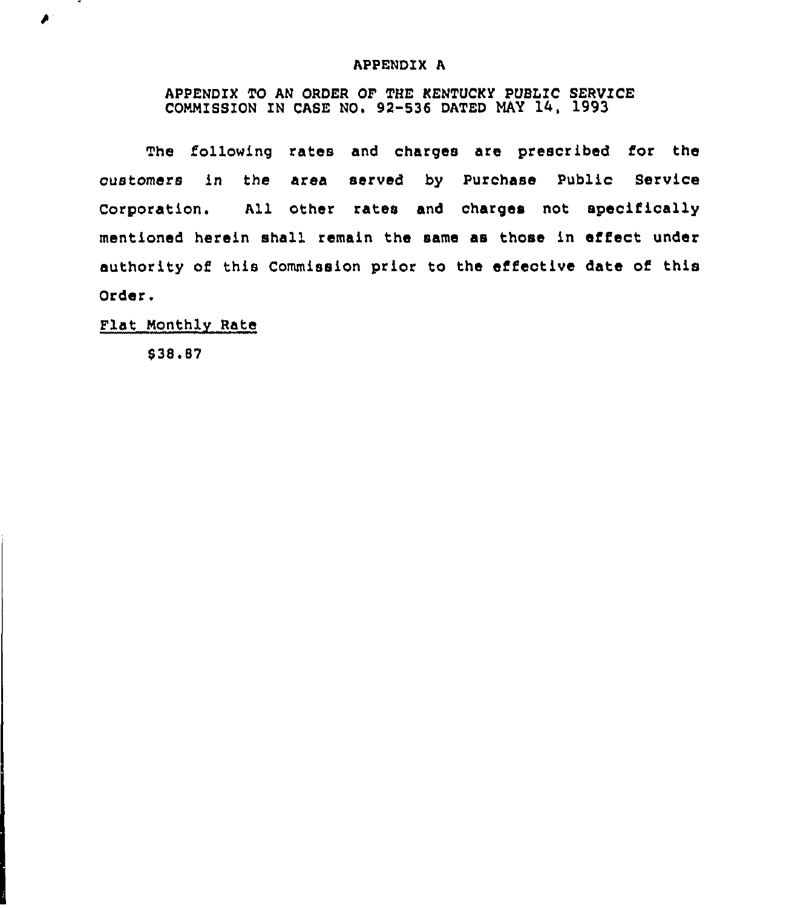# APPENDIX A

APPENDIX TO AN ORDER OF THE KENTUCKY PUBLIC SERVICE COMMISSION IN CASE NO. 92-536 DATED MAY 14, 1993

The following rates and charges are prescribed for the customers in the area served by Purchase Public Service Corporation. All other rates and charges not specifically mentioned herein shall remain the same as those in effect under authority of this Commission prior to the effective date of this Order.

Flat Monthly Rate

$38.87